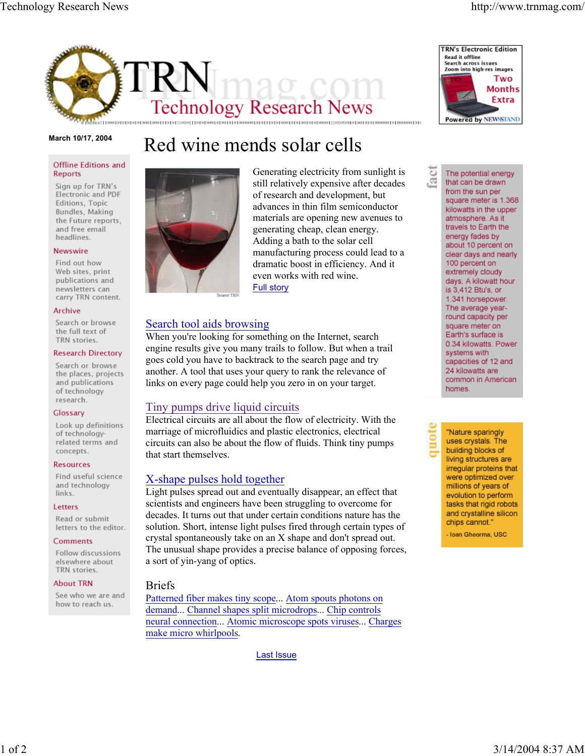# TRN Technology Research News

TRN's Electronic Edition
Read it offline
Search across issues
Zoom into high-res images
Two Months Extra
Powered by NEWSSTAND

March 10/17, 2004

**Offline Editions and Reports**
Sign up for TRN's Electronic and PDF Editions, Topic Bundles, Making the Future reports, and free email headlines.

**Newswire**
Find out how Web sites, print publications and newsletters can carry TRN content.

**Archive**
Search or browse the full text of TRN stories.

**Research Directory**
Search or browse the places, projects and publications of technology research.

**Glossary**
Look up definitions of technology-related terms and concepts.

**Resources**
Find useful science and technology links.

**Letters**
Read or submit letters to the editor.

**Comments**
Follow discussions elsewhere about TRN stories.

**About TRN**
See who we are and how to reach us.

## Red wine mends solar cells

Source: TRN

Generating electricity from sunlight is still relatively expensive after decades of research and development, but advances in thin film semiconductor materials are opening new avenues to generating cheap, clean energy. Adding a bath to the solar cell manufacturing process could lead to a dramatic boost in efficiency. And it even works with red wine.
Full story

### Search tool aids browsing

When you're looking for something on the Internet, search engine results give you many trails to follow. But when a trail goes cold you have to backtrack to the search page and try another. A tool that uses your query to rank the relevance of links on every page could help you zero in on your target.

### Tiny pumps drive liquid circuits

Electrical circuits are all about the flow of electricity. With the marriage of microfluidics and plastic electronics, electrical circuits can also be about the flow of fluids. Think tiny pumps that start themselves.

### X-shape pulses hold together

Light pulses spread out and eventually disappear, an effect that scientists and engineers have been struggling to overcome for decades. It turns out that under certain conditions nature has the solution. Short, intense light pulses fired through certain types of crystal spontaneously take on an X shape and don't spread out. The unusual shape provides a precise balance of opposing forces, a sort of yin-yang of optics.

### Briefs

Patterned fiber makes tiny scope... Atom spouts photons on demand... Channel shapes split microdrops... Chip controls neural connection... Atomic microscope spots viruses... Charges make micro whirlpools.

Last Issue

**fact**

The potential energy that can be drawn from the sun per square meter is 1.368 kilowatts in the upper atmosphere. As it travels to Earth the energy fades by about 10 percent on clear days and nearly 100 percent on extremely cloudy days. A kilowatt hour is 3,412 Btu's, or 1.341 horsepower. The average year-round capacity per square meter on Earth's surface is 0.34 kilowatts. Power systems with capacities of 12 and 24 kilowatts are common in American homes.

**quote**

"Nature sparingly uses crystals. The building blocks of living structures are irregular proteins that were optimized over millions of years of evolution to perform tasks that rigid robots and crystalline silicon chips cannot."

\- Ioan Gheorma, USC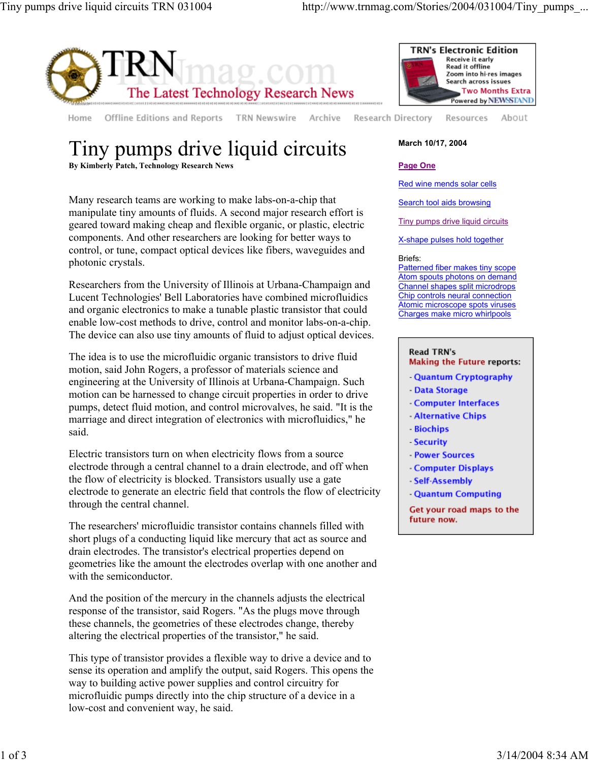# Tiny pumps drive liquid circuits

**By Kimberly Patch, Technology Research News**

Many research teams are working to make labs-on-a-chip that manipulate tiny amounts of fluids. A second major research effort is geared toward making cheap and flexible organic, or plastic, electric components. And other researchers are looking for better ways to control, or tune, compact optical devices like fibers, waveguides and photonic crystals.

Researchers from the University of Illinois at Urbana-Champaign and Lucent Technologies' Bell Laboratories have combined microfluidics and organic electronics to make a tunable plastic transistor that could enable low-cost methods to drive, control and monitor labs-on-a-chip. The device can also use tiny amounts of fluid to adjust optical devices.

The idea is to use the microfluidic organic transistors to drive fluid motion, said John Rogers, a professor of materials science and engineering at the University of Illinois at Urbana-Champaign. Such motion can be harnessed to change circuit properties in order to drive pumps, detect fluid motion, and control microvalves, he said. "It is the marriage and direct integration of electronics with microfluidics," he said.

Electric transistors turn on when electricity flows from a source electrode through a central channel to a drain electrode, and off when the flow of electricity is blocked. Transistors usually use a gate electrode to generate an electric field that controls the flow of electricity through the central channel.

The researchers' microfluidic transistor contains channels filled with short plugs of a conducting liquid like mercury that act as source and drain electrodes. The transistor's electrical properties depend on geometries like the amount the electrodes overlap with one another and with the semiconductor.

And the position of the mercury in the channels adjusts the electrical response of the transistor, said Rogers. "As the plugs move through these channels, the geometries of these electrodes change, thereby altering the electrical properties of the transistor," he said.

This type of transistor provides a flexible way to drive a device and to sense its operation and amplify the output, said Rogers. This opens the way to building active power supplies and control circuitry for microfluidic pumps directly into the chip structure of a device in a low-cost and convenient way, he said.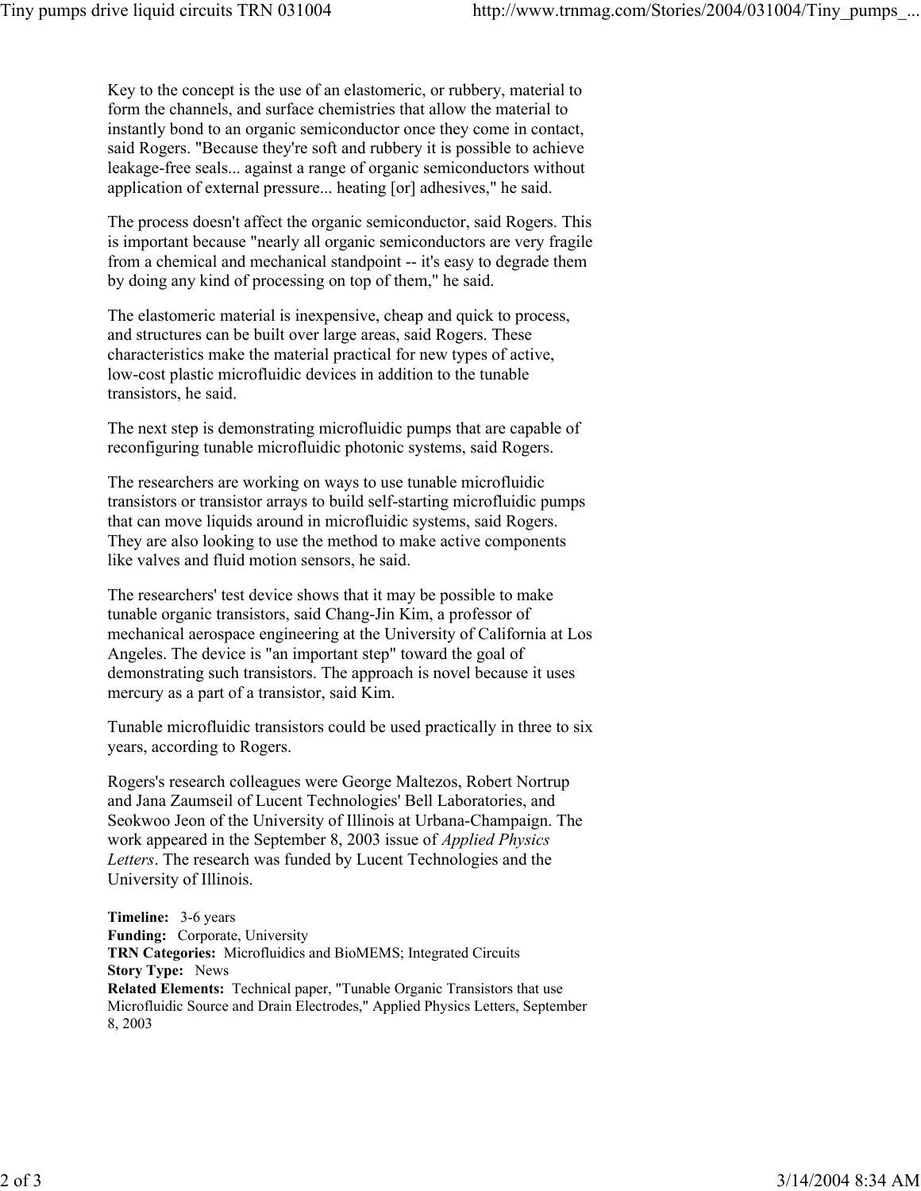Key to the concept is the use of an elastomeric, or rubbery, material to form the channels, and surface chemistries that allow the material to instantly bond to an organic semiconductor once they come in contact, said Rogers. "Because they're soft and rubbery it is possible to achieve leakage-free seals... against a range of organic semiconductors without application of external pressure... heating [or] adhesives," he said.

The process doesn't affect the organic semiconductor, said Rogers. This is important because "nearly all organic semiconductors are very fragile from a chemical and mechanical standpoint -- it's easy to degrade them by doing any kind of processing on top of them," he said.

The elastomeric material is inexpensive, cheap and quick to process, and structures can be built over large areas, said Rogers. These characteristics make the material practical for new types of active, low-cost plastic microfluidic devices in addition to the tunable transistors, he said.

The next step is demonstrating microfluidic pumps that are capable of reconfiguring tunable microfluidic photonic systems, said Rogers.

The researchers are working on ways to use tunable microfluidic transistors or transistor arrays to build self-starting microfluidic pumps that can move liquids around in microfluidic systems, said Rogers. They are also looking to use the method to make active components like valves and fluid motion sensors, he said.

The researchers' test device shows that it may be possible to make tunable organic transistors, said Chang-Jin Kim, a professor of mechanical aerospace engineering at the University of California at Los Angeles. The device is "an important step" toward the goal of demonstrating such transistors. The approach is novel because it uses mercury as a part of a transistor, said Kim.

Tunable microfluidic transistors could be used practically in three to six years, according to Rogers.

Rogers's research colleagues were George Maltezos, Robert Nortrup and Jana Zaumseil of Lucent Technologies' Bell Laboratories, and Seokwoo Jeon of the University of Illinois at Urbana-Champaign. The work appeared in the September 8, 2003 issue of *Applied Physics Letters*. The research was funded by Lucent Technologies and the University of Illinois.

**Timeline:** 3-6 years
**Funding:** Corporate, University
**TRN Categories:** Microfluidics and BioMEMS; Integrated Circuits
**Story Type:** News
**Related Elements:** Technical paper, "Tunable Organic Transistors that use Microfluidic Source and Drain Electrodes," Applied Physics Letters, September 8, 2003